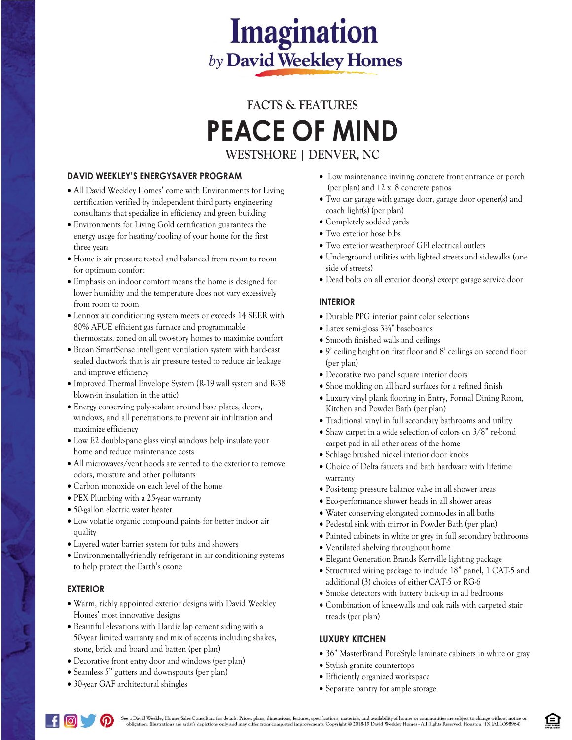# Imagination
### by David Weekley Homes

FACTS & FEATURES

# PEACE OF MIND

WESTSHORE | DENVER, NC

## DAVID WEEKLEY'S ENERGYSAVER PROGRAM

- All David Weekley Homes' come with Environments for Living certification verified by independent third party engineering consultants that specialize in efficiency and green building
- Environments for Living Gold certification guarantees the energy usage for heating/cooling of your home for the first three years
- Home is air pressure tested and balanced from room to room for optimum comfort
- Emphasis on indoor comfort means the home is designed for lower humidity and the temperature does not vary excessively from room to room
- Lennox air conditioning system meets or exceeds 14 SEER with 80% AFUE efficient gas furnace and programmable thermostats, zoned on all two-story homes to maximize comfort
- Broan SmartSense intelligent ventilation system with hard-cast sealed ductwork that is air pressure tested to reduce air leakage and improve efficiency
- Improved Thermal Envelope System (R-19 wall system and R-38 blown-in insulation in the attic)
- Energy conserving poly-sealant around base plates, doors, windows, and all penetrations to prevent air infiltration and maximize efficiency
- Low E2 double-pane glass vinyl windows help insulate your home and reduce maintenance costs
- All microwaves/vent hoods are vented to the exterior to remove odors, moisture and other pollutants
- Carbon monoxide on each level of the home
- PEX Plumbing with a 25-year warranty
- 50-gallon electric water heater
- Low volatile organic compound paints for better indoor air quality
- Layered water barrier system for tubs and showers
- Environmentally-friendly refrigerant in air conditioning systems to help protect the Earth's ozone

## EXTERIOR

- Warm, richly appointed exterior designs with David Weekley Homes' most innovative designs
- Beautiful elevations with Hardie lap cement siding with a 50-year limited warranty and mix of accents including shakes, stone, brick and board and batten (per plan)
- Decorative front entry door and windows (per plan)
- Seamless 5" gutters and downspouts (per plan)
- 30-year GAF architectural shingles
- Low maintenance inviting concrete front entrance or porch (per plan) and 12 x18 concrete patios
- Two car garage with garage door, garage door opener(s) and coach light(s) (per plan)
- Completely sodded yards
- Two exterior hose bibs
- Two exterior weatherproof GFI electrical outlets
- Underground utilities with lighted streets and sidewalks (one side of streets)
- Dead bolts on all exterior door(s) except garage service door

## INTERIOR

- Durable PPG interior paint color selections
- Latex semi-gloss 3¼" baseboards
- Smooth finished walls and ceilings
- 9' ceiling height on first floor and 8' ceilings on second floor (per plan)
- Decorative two panel square interior doors
- Shoe molding on all hard surfaces for a refined finish
- Luxury vinyl plank flooring in Entry, Formal Dining Room, Kitchen and Powder Bath (per plan)
- Traditional vinyl in full secondary bathrooms and utility
- Shaw carpet in a wide selection of colors on 3/8" re-bond carpet pad in all other areas of the home
- Schlage brushed nickel interior door knobs
- Choice of Delta faucets and bath hardware with lifetime warranty
- Posi-temp pressure balance valve in all shower areas
- Eco-performance shower heads in all shower areas
- Water conserving elongated commodes in all baths
- Pedestal sink with mirror in Powder Bath (per plan)
- Painted cabinets in white or grey in full secondary bathrooms
- Ventilated shelving throughout home
- Elegant Generation Brands Kerrville lighting package
- Structured wiring package to include 18" panel, 1 CAT-5 and additional (3) choices of either CAT-5 or RG-6
- Smoke detectors with battery back-up in all bedrooms
- Combination of knee-walls and oak rails with carpeted stair treads (per plan)

## LUXURY KITCHEN

- 36" MasterBrand PureStyle laminate cabinets in white or gray
- Stylish granite countertops
- Efficiently organized workspace
- Separate pantry for ample storage

See a David Weekley Homes Sales Consultant for details. Prices, plans, dimensions, features, specifications, materials, and availability of homes or communities are subject to change without notice or obligation. Illustrations are artist's depictions only and may differ from completed improvements. Copyright © 2018-19 David Weekley Homes - All Rights Reserved. Houston, TX (ALLO98964)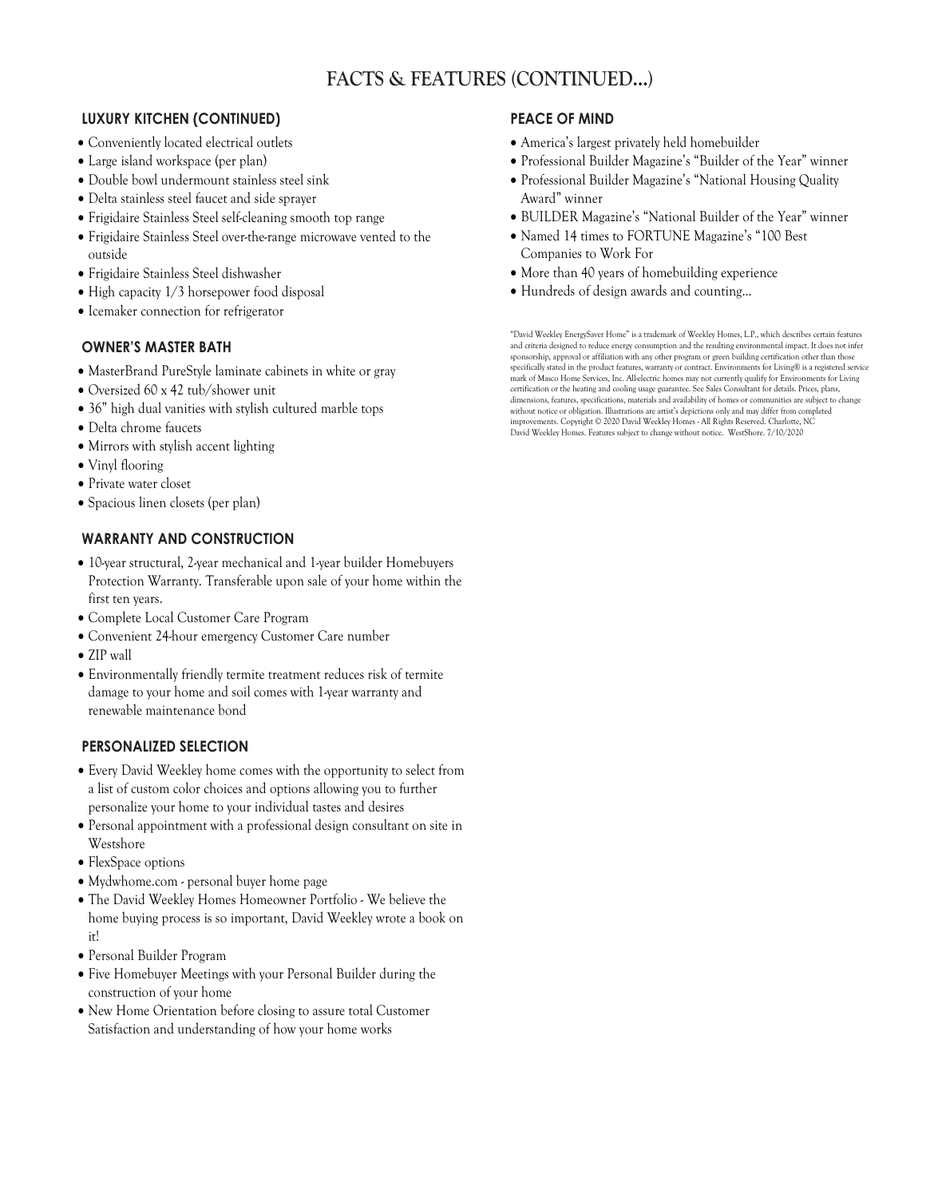# FACTS & FEATURES (CONTINUED...)

## LUXURY KITCHEN (CONTINUED)

- Conveniently located electrical outlets
- Large island workspace (per plan)
- Double bowl undermount stainless steel sink
- Delta stainless steel faucet and side sprayer
- Frigidaire Stainless Steel self-cleaning smooth top range
- Frigidaire Stainless Steel over-the-range microwave vented to the outside
- Frigidaire Stainless Steel dishwasher
- High capacity 1/3 horsepower food disposal
- Icemaker connection for refrigerator

## OWNER'S MASTER BATH

- MasterBrand PureStyle laminate cabinets in white or gray
- Oversized 60 x 42 tub/shower unit
- 36" high dual vanities with stylish cultured marble tops
- Delta chrome faucets
- Mirrors with stylish accent lighting
- Vinyl flooring
- Private water closet
- Spacious linen closets (per plan)

## WARRANTY AND CONSTRUCTION

- 10-year structural, 2-year mechanical and 1-year builder Homebuyers Protection Warranty. Transferable upon sale of your home within the first ten years.
- Complete Local Customer Care Program
- Convenient 24-hour emergency Customer Care number
- ZIP wall
- Environmentally friendly termite treatment reduces risk of termite damage to your home and soil comes with 1-year warranty and renewable maintenance bond

## PERSONALIZED SELECTION

- Every David Weekley home comes with the opportunity to select from a list of custom color choices and options allowing you to further personalize your home to your individual tastes and desires
- Personal appointment with a professional design consultant on site in Westshore
- FlexSpace options
- Mydwhome.com - personal buyer home page
- The David Weekley Homes Homeowner Portfolio - We believe the home buying process is so important, David Weekley wrote a book on it!
- Personal Builder Program
- Five Homebuyer Meetings with your Personal Builder during the construction of your home
- New Home Orientation before closing to assure total Customer Satisfaction and understanding of how your home works

## PEACE OF MIND

- America's largest privately held homebuilder
- Professional Builder Magazine's "Builder of the Year" winner
- Professional Builder Magazine's "National Housing Quality Award" winner
- BUILDER Magazine's "National Builder of the Year" winner
- Named 14 times to FORTUNE Magazine's "100 Best Companies to Work For
- More than 40 years of homebuilding experience
- Hundreds of design awards and counting...

"David Weekley EnergySaver Home" is a trademark of Weekley Homes, L.P., which describes certain features and criteria designed to reduce energy consumption and the resulting environmental impact. It does not infer sponsorship, approval or affiliation with any other program or green building certification other than those specifically stated in the product features, warranty or contract. Environments for Living® is a registered service mark of Masco Home Services, Inc. All-electric homes may not currently qualify for Environments for Living certification or the heating and cooling usage guarantee. See Sales Consultant for details. Prices, plans, dimensions, features, specifications, materials and availability of homes or communities are subject to change without notice or obligation. Illustrations are artist's depictions only and may differ from completed improvements. Copyright © 2020 David Weekley Homes - All Rights Reserved. Charlotte, NC David Weekley Homes. Features subject to change without notice. WestShore. 7/10/2020